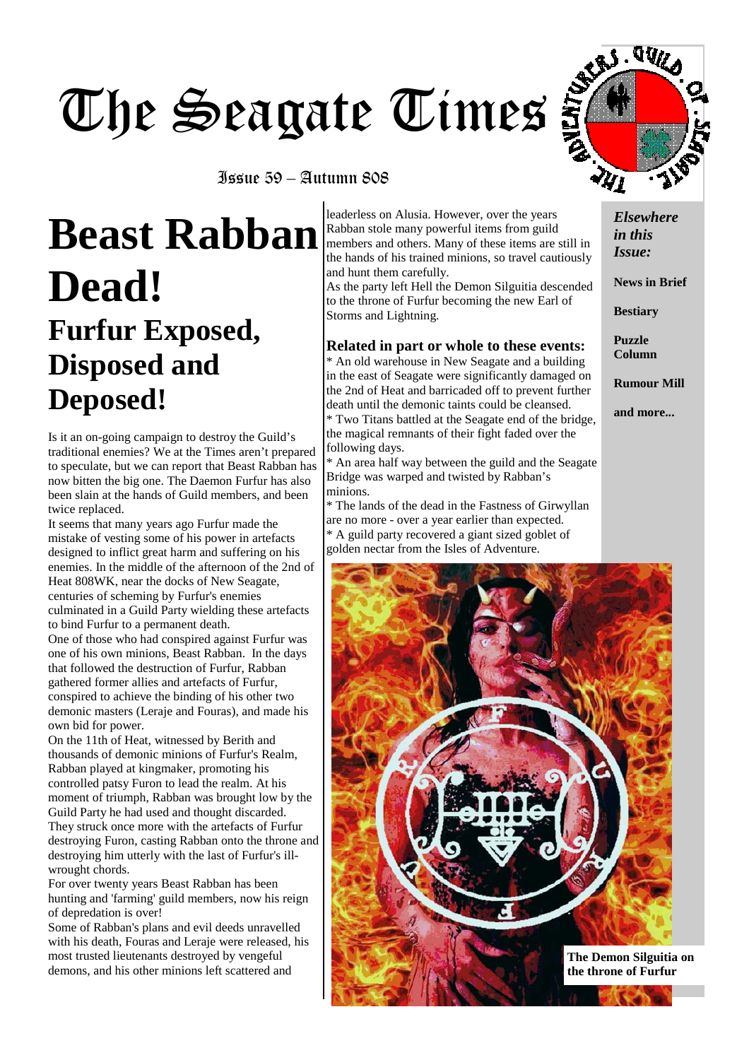# The Seagate Times

Issue 59 – Autumn 808

# Beast Rabban Dead!

## Furfur Exposed, Disposed and Deposed!

Is it an on-going campaign to destroy the Guild's traditional enemies? We at the Times aren't prepared to speculate, but we can report that Beast Rabban has now bitten the big one. The Daemon Furfur has also been slain at the hands of Guild members, and been twice replaced.

It seems that many years ago Furfur made the mistake of vesting some of his power in artefacts designed to inflict great harm and suffering on his enemies. In the middle of the afternoon of the 2nd of Heat 808WK, near the docks of New Seagate, centuries of scheming by Furfur's enemies culminated in a Guild Party wielding these artefacts to bind Furfur to a permanent death.

One of those who had conspired against Furfur was one of his own minions, Beast Rabban. In the days that followed the destruction of Furfur, Rabban gathered former allies and artefacts of Furfur, conspired to achieve the binding of his other two demonic masters (Leraje and Fouras), and made his own bid for power.

On the 11th of Heat, witnessed by Berith and thousands of demonic minions of Furfur's Realm, Rabban played at kingmaker, promoting his controlled patsy Furon to lead the realm. At his moment of triumph, Rabban was brought low by the Guild Party he had used and thought discarded. They struck once more with the artefacts of Furfur destroying Furon, casting Rabban onto the throne and destroying him utterly with the last of Furfur's ill-wrought chords.

For over twenty years Beast Rabban has been hunting and 'farming' guild members, now his reign of depredation is over!

Some of Rabban's plans and evil deeds unravelled with his death, Fouras and Leraje were released, his most trusted lieutenants destroyed by vengeful demons, and his other minions left scattered and leaderless on Alusia. However, over the years Rabban stole many powerful items from guild members and others. Many of these items are still in the hands of his trained minions, so travel cautiously and hunt them carefully.

As the party left Hell the Demon Silguitia descended to the throne of Furfur becoming the new Earl of Storms and Lightning.

### Related in part or whole to these events:

* An old warehouse in New Seagate and a building in the east of Seagate were significantly damaged on the 2nd of Heat and barricaded off to prevent further death until the demonic taints could be cleansed.
* Two Titans battled at the Seagate end of the bridge, the magical remnants of their fight faded over the following days.
* An area half way between the guild and the Seagate Bridge was warped and twisted by Rabban's minions.
* The lands of the dead in the Fastness of Girwyllan are no more - over a year earlier than expected.
* A guild party recovered a giant sized goblet of golden nectar from the Isles of Adventure.

The Demon Silguitia on the throne of Furfur

***Elsewhere in this Issue:***

**News in Brief**

**Bestiary**

**Puzzle Column**

**Rumour Mill**

**and more...**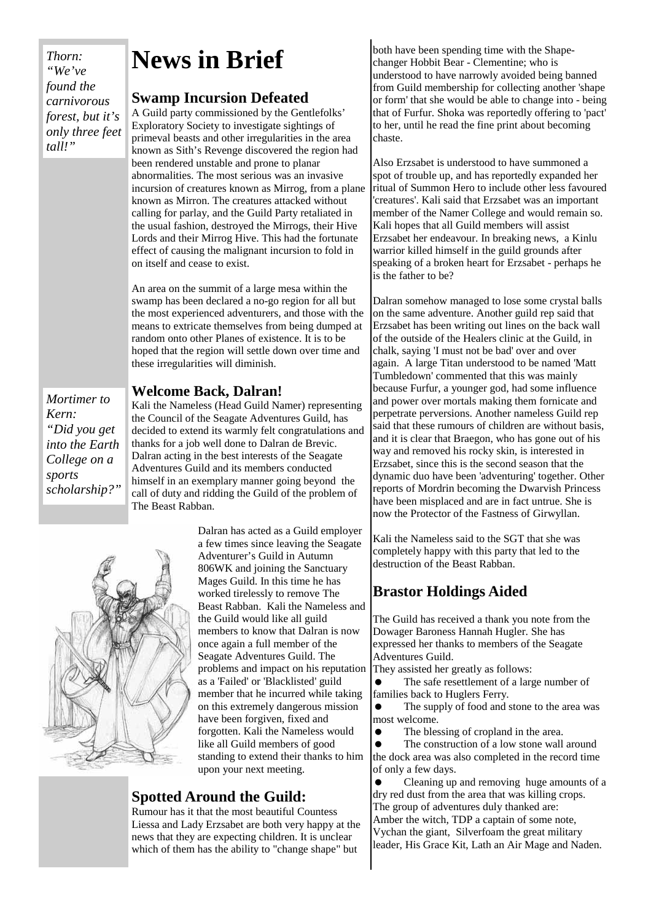*Thorn: "We've found the carnivorous forest, but it's only three feet tall!"*

# News in Brief

## Swamp Incursion Defeated

A Guild party commissioned by the Gentlefolks' Exploratory Society to investigate sightings of primeval beasts and other irregularities in the area known as Sith's Revenge discovered the region had been rendered unstable and prone to planar abnormalities. The most serious was an invasive incursion of creatures known as Mirrog, from a plane known as Mirron. The creatures attacked without calling for parlay, and the Guild Party retaliated in the usual fashion, destroyed the Mirrogs, their Hive Lords and their Mirrog Hive. This had the fortunate effect of causing the malignant incursion to fold in on itself and cease to exist.

An area on the summit of a large mesa within the swamp has been declared a no-go region for all but the most experienced adventurers, and those with the means to extricate themselves from being dumped at random onto other Planes of existence. It is to be hoped that the region will settle down over time and these irregularities will diminish.

*Mortimer to Kern: "Did you get into the Earth College on a sports scholarship?"*

## Welcome Back, Dalran!

Kali the Nameless (Head Guild Namer) representing the Council of the Seagate Adventures Guild, has decided to extend its warmly felt congratulations and thanks for a job well done to Dalran de Brevic. Dalran acting in the best interests of the Seagate Adventures Guild and its members conducted himself in an exemplary manner going beyond the call of duty and ridding the Guild of the problem of The Beast Rabban.

Dalran has acted as a Guild employer a few times since leaving the Seagate Adventurer's Guild in Autumn 806WK and joining the Sanctuary Mages Guild. In this time he has worked tirelessly to remove The Beast Rabban. Kali the Nameless and the Guild would like all guild members to know that Dalran is now once again a full member of the Seagate Adventures Guild. The problems and impact on his reputation as a 'Failed' or 'Blacklisted' guild member that he incurred while taking on this extremely dangerous mission have been forgiven, fixed and forgotten. Kali the Nameless would like all Guild members of good standing to extend their thanks to him upon your next meeting.

## Spotted Around the Guild:

Rumour has it that the most beautiful Countess Liessa and Lady Erzsabet are both very happy at the news that they are expecting children. It is unclear which of them has the ability to "change shape" but both have been spending time with the Shape-changer Hobbit Bear - Clementine; who is understood to have narrowly avoided being banned from Guild membership for collecting another 'shape or form' that she would be able to change into - being that of Furfur. Shoka was reportedly offering to 'pact' to her, until he read the fine print about becoming chaste.

Also Erzsabet is understood to have summoned a spot of trouble up, and has reportedly expanded her ritual of Summon Hero to include other less favoured 'creatures'. Kali said that Erzsabet was an important member of the Namer College and would remain so. Kali hopes that all Guild members will assist Erzsabet her endeavour. In breaking news, a Kinlu warrior killed himself in the guild grounds after speaking of a broken heart for Erzsabet - perhaps he is the father to be?

Dalran somehow managed to lose some crystal balls on the same adventure. Another guild rep said that Erzsabet has been writing out lines on the back wall of the outside of the Healers clinic at the Guild, in chalk, saying 'I must not be bad' over and over again. A large Titan understood to be named 'Matt Tumbledown' commented that this was mainly because Furfur, a younger god, had some influence and power over mortals making them fornicate and perpetrate perversions. Another nameless Guild rep said that these rumours of children are without basis, and it is clear that Braegon, who has gone out of his way and removed his rocky skin, is interested in Erzsabet, since this is the second season that the dynamic duo have been 'adventuring' together. Other reports of Mordrin becoming the Dwarvish Princess have been misplaced and are in fact untrue. She is now the Protector of the Fastness of Girwyllan.

Kali the Nameless said to the SGT that she was completely happy with this party that led to the destruction of the Beast Rabban.

## Brastor Holdings Aided

The Guild has received a thank you note from the Dowager Baroness Hannah Hugler. She has expressed her thanks to members of the Seagate Adventures Guild.

They assisted her greatly as follows:

- The safe resettlement of a large number of families back to Huglers Ferry.
- The supply of food and stone to the area was most welcome.
- The blessing of cropland in the area.
- The construction of a low stone wall around the dock area was also completed in the record time of only a few days.
- Cleaning up and removing huge amounts of a dry red dust from the area that was killing crops.

The group of adventures duly thanked are:
Amber the witch, TDP a captain of some note, Vychan the giant, Silverfoam the great military leader, His Grace Kit, Lath an Air Mage and Naden.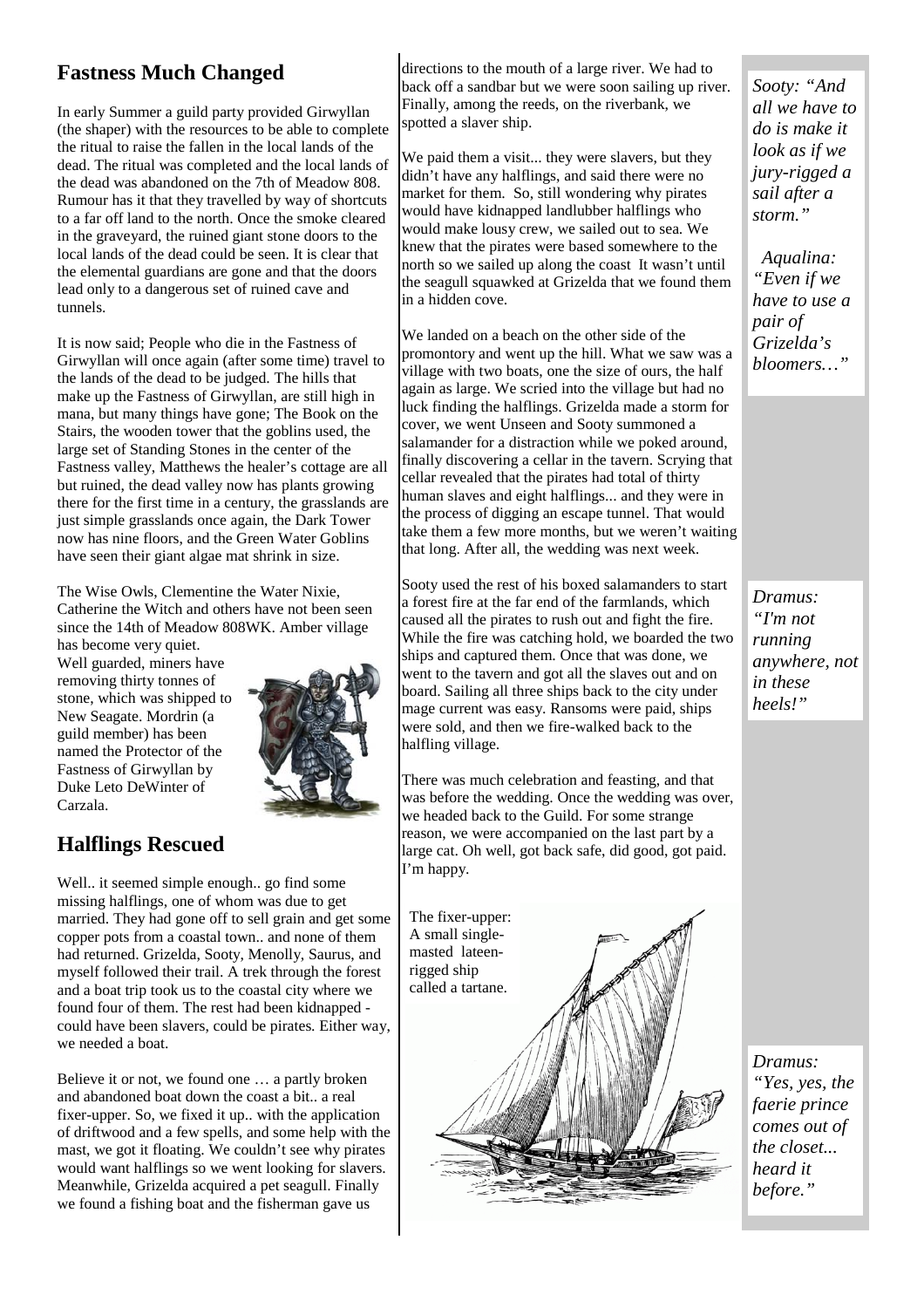## Fastness Much Changed

In early Summer a guild party provided Girwyllan (the shaper) with the resources to be able to complete the ritual to raise the fallen in the local lands of the dead. The ritual was completed and the local lands of the dead was abandoned on the 7th of Meadow 808. Rumour has it that they travelled by way of shortcuts to a far off land to the north. Once the smoke cleared in the graveyard, the ruined giant stone doors to the local lands of the dead could be seen. It is clear that the elemental guardians are gone and that the doors lead only to a dangerous set of ruined cave and tunnels.

It is now said; People who die in the Fastness of Girwyllan will once again (after some time) travel to the lands of the dead to be judged. The hills that make up the Fastness of Girwyllan, are still high in mana, but many things have gone; The Book on the Stairs, the wooden tower that the goblins used, the large set of Standing Stones in the center of the Fastness valley, Matthews the healer's cottage are all but ruined, the dead valley now has plants growing there for the first time in a century, the grasslands are just simple grasslands once again, the Dark Tower now has nine floors, and the Green Water Goblins have seen their giant algae mat shrink in size.

The Wise Owls, Clementine the Water Nixie, Catherine the Witch and others have not been seen since the 14th of Meadow 808WK. Amber village has become very quiet.

Well guarded, miners have removing thirty tonnes of stone, which was shipped to New Seagate. Mordrin (a guild member) has been named the Protector of the Fastness of Girwyllan by Duke Leto DeWinter of Carzala.

## Halflings Rescued

Well.. it seemed simple enough.. go find some missing halflings, one of whom was due to get married. They had gone off to sell grain and get some copper pots from a coastal town.. and none of them had returned. Grizelda, Sooty, Menolly, Saurus, and myself followed their trail. A trek through the forest and a boat trip took us to the coastal city where we found four of them. The rest had been kidnapped - could have been slavers, could be pirates. Either way, we needed a boat.

Believe it or not, we found one … a partly broken and abandoned boat down the coast a bit.. a real fixer-upper. So, we fixed it up.. with the application of driftwood and a few spells, and some help with the mast, we got it floating. We couldn't see why pirates would want halflings so we went looking for slavers. Meanwhile, Grizelda acquired a pet seagull. Finally we found a fishing boat and the fisherman gave us directions to the mouth of a large river. We had to back off a sandbar but we were soon sailing up river. Finally, among the reeds, on the riverbank, we spotted a slaver ship.

We paid them a visit... they were slavers, but they didn't have any halflings, and said there were no market for them. So, still wondering why pirates would have kidnapped landlubber halflings who would make lousy crew, we sailed out to sea. We knew that the pirates were based somewhere to the north so we sailed up along the coast It wasn't until the seagull squawked at Grizelda that we found them in a hidden cove.

We landed on a beach on the other side of the promontory and went up the hill. What we saw was a village with two boats, one the size of ours, the half again as large. We scried into the village but had no luck finding the halflings. Grizelda made a storm for cover, we went Unseen and Sooty summoned a salamander for a distraction while we poked around, finally discovering a cellar in the tavern. Scrying that cellar revealed that the pirates had total of thirty human slaves and eight halflings... and they were in the process of digging an escape tunnel. That would take them a few more months, but we weren't waiting that long. After all, the wedding was next week.

Sooty used the rest of his boxed salamanders to start a forest fire at the far end of the farmlands, which caused all the pirates to rush out and fight the fire. While the fire was catching hold, we boarded the two ships and captured them. Once that was done, we went to the tavern and got all the slaves out and on board. Sailing all three ships back to the city under mage current was easy. Ransoms were paid, ships were sold, and then we fire-walked back to the halfling village.

There was much celebration and feasting, and that was before the wedding. Once the wedding was over, we headed back to the Guild. For some strange reason, we were accompanied on the last part by a large cat. Oh well, got back safe, did good, got paid. I'm happy.

The fixer-upper: A small single-masted lateen-rigged ship called a tartane.

*Sooty: "And all we have to do is make it look as if we jury-rigged a sail after a storm."*

*Aqualina: "Even if we have to use a pair of Grizelda's bloomers…"*

*Dramus: "I'm not running anywhere, not in these heels!"*

*Dramus: "Yes, yes, the faerie prince comes out of the closet... heard it before."*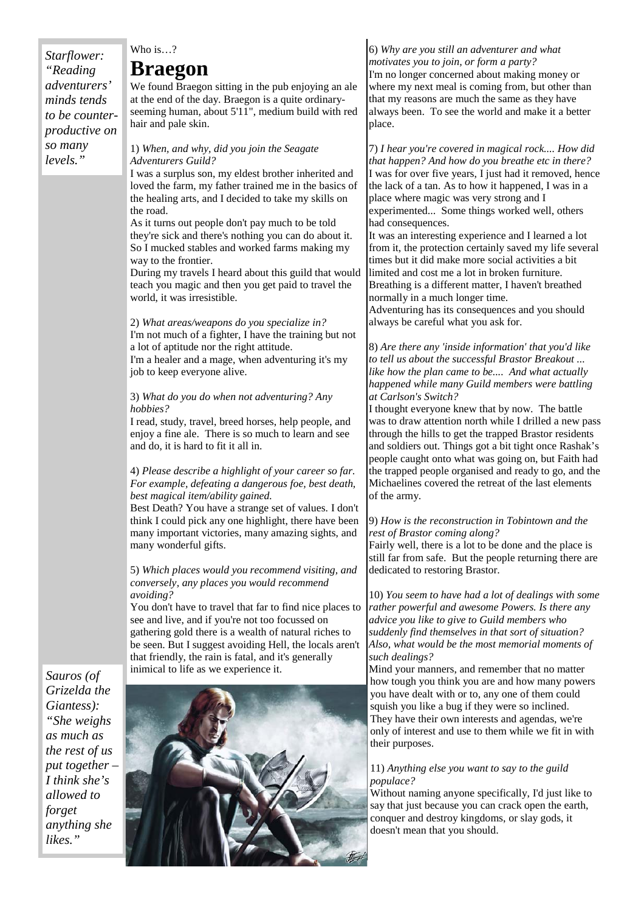*Starflower: "Reading adventurers' minds tends to be counter-productive on so many levels."*

Who is…?

# Braegon

We found Braegon sitting in the pub enjoying an ale at the end of the day. Braegon is a quite ordinary-seeming human, about 5'11", medium build with red hair and pale skin.

1) *When, and why, did you join the Seagate Adventurers Guild?*

I was a surplus son, my eldest brother inherited and loved the farm, my father trained me in the basics of the healing arts, and I decided to take my skills on the road.

As it turns out people don't pay much to be told they're sick and there's nothing you can do about it. So I mucked stables and worked farms making my way to the frontier.

During my travels I heard about this guild that would teach you magic and then you get paid to travel the world, it was irresistible.

2) *What areas/weapons do you specialize in?*

I'm not much of a fighter, I have the training but not a lot of aptitude nor the right attitude.

I'm a healer and a mage, when adventuring it's my job to keep everyone alive.

3) *What do you do when not adventuring? Any hobbies?*

I read, study, travel, breed horses, help people, and enjoy a fine ale. There is so much to learn and see and do, it is hard to fit it all in.

4) *Please describe a highlight of your career so far. For example, defeating a dangerous foe, best death, best magical item/ability gained.*

Best Death? You have a strange set of values. I don't think I could pick any one highlight, there have been many important victories, many amazing sights, and many wonderful gifts.

5) *Which places would you recommend visiting, and conversely, any places you would recommend avoiding?*

You don't have to travel that far to find nice places to see and live, and if you're not too focussed on gathering gold there is a wealth of natural riches to be seen. But I suggest avoiding Hell, the locals aren't that friendly, the rain is fatal, and it's generally inimical to life as we experience it.

*Sauros (of Grizelda the Giantess): "She weighs as much as the rest of us put together – I think she's allowed to forget anything she likes."*

6) *Why are you still an adventurer and what motivates you to join, or form a party?*

I'm no longer concerned about making money or where my next meal is coming from, but other than that my reasons are much the same as they have always been. To see the world and make it a better place.

7) *I hear you're covered in magical rock.... How did that happen? And how do you breathe etc in there?*

I was for over five years, I just had it removed, hence the lack of a tan. As to how it happened, I was in a place where magic was very strong and I experimented... Some things worked well, others had consequences.

It was an interesting experience and I learned a lot from it, the protection certainly saved my life several times but it did make more social activities a bit limited and cost me a lot in broken furniture. Breathing is a different matter, I haven't breathed normally in a much longer time.

Adventuring has its consequences and you should always be careful what you ask for.

8) *Are there any 'inside information' that you'd like to tell us about the successful Brastor Breakout ... like how the plan came to be.... And what actually happened while many Guild members were battling at Carlson's Switch?*

I thought everyone knew that by now. The battle was to draw attention north while I drilled a new pass through the hills to get the trapped Brastor residents and soldiers out. Things got a bit tight once Rashak's people caught onto what was going on, but Faith had the trapped people organised and ready to go, and the Michaelines covered the retreat of the last elements of the army.

9) *How is the reconstruction in Tobintown and the rest of Brastor coming along?*

Fairly well, there is a lot to be done and the place is still far from safe. But the people returning there are dedicated to restoring Brastor.

10) *You seem to have had a lot of dealings with some rather powerful and awesome Powers. Is there any advice you like to give to Guild members who suddenly find themselves in that sort of situation? Also, what would be the most memorial moments of such dealings?*

Mind your manners, and remember that no matter how tough you think you are and how many powers you have dealt with or to, any one of them could squish you like a bug if they were so inclined. They have their own interests and agendas, we're only of interest and use to them while we fit in with their purposes.

11) *Anything else you want to say to the guild populace?*

Without naming anyone specifically, I'd just like to say that just because you can crack open the earth, conquer and destroy kingdoms, or slay gods, it doesn't mean that you should.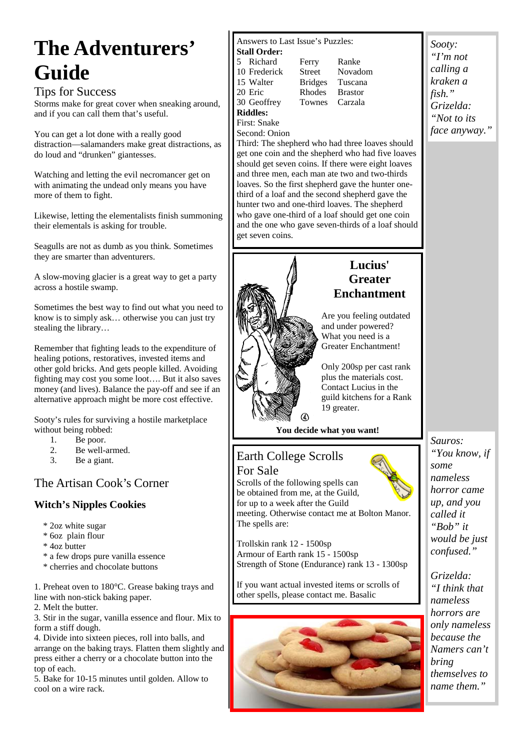# The Adventurers' Guide

## Tips for Success

Storms make for great cover when sneaking around, and if you can call them that's useful.

You can get a lot done with a really good distraction—salamanders make great distractions, as do loud and "drunken" giantesses.

Watching and letting the evil necromancer get on with animating the undead only means you have more of them to fight.

Likewise, letting the elementalists finish summoning their elementals is asking for trouble.

Seagulls are not as dumb as you think. Sometimes they are smarter than adventurers.

A slow-moving glacier is a great way to get a party across a hostile swamp.

Sometimes the best way to find out what you need to know is to simply ask… otherwise you can just try stealing the library…

Remember that fighting leads to the expenditure of healing potions, restoratives, invested items and other gold bricks. And gets people killed. Avoiding fighting may cost you some loot…. But it also saves money (and lives). Balance the pay-off and see if an alternative approach might be more cost effective.

Sooty's rules for surviving a hostile marketplace without being robbed:

1. Be poor.
2. Be well-armed.
3. Be a giant.

## The Artisan Cook's Corner

### Witch's Nipples Cookies

* 2oz white sugar
* 6oz plain flour
* 4oz butter
* a few drops pure vanilla essence
* cherries and chocolate buttons

1. Preheat oven to 180°C. Grease baking trays and line with non-stick baking paper.
2. Melt the butter.
3. Stir in the sugar, vanilla essence and flour. Mix to form a stiff dough.
4. Divide into sixteen pieces, roll into balls, and arrange on the baking trays. Flatten them slightly and press either a cherry or a chocolate button into the top of each.
5. Bake for 10-15 minutes until golden. Allow to cool on a wire rack.

---

Answers to Last Issue's Puzzles:

**Stall Order:**

| | | |
|---|---|---|
| 5 Richard | Ferry | Ranke |
| 10 Frederick | Street | Novadom |
| 15 Walter | Bridges | Tuscana |
| 20 Eric | Rhodes | Brastor |
| 30 Geoffrey | Townes | Carzala |

**Riddles:**

First: Snake

Second: Onion

Third: The shepherd who had three loaves should get one coin and the shepherd who had five loaves should get seven coins. If there were eight loaves and three men, each man ate two and two-thirds loaves. So the first shepherd gave the hunter one-third of a loaf and the second shepherd gave the hunter two and one-third loaves. The shepherd who gave one-third of a loaf should get one coin and the one who gave seven-thirds of a loaf should get seven coins.

---

## Lucius' Greater Enchantment

Are you feeling outdated and under powered? What you need is a Greater Enchantment!

Only 200sp per cast rank plus the materials cost. Contact Lucius in the guild kitchens for a Rank 19 greater.

**You decide what you want!**

---

## Earth College Scrolls For Sale

Scrolls of the following spells can be obtained from me, at the Guild, for up to a week after the Guild meeting. Otherwise contact me at Bolton Manor. The spells are:

Trollskin rank 12 - 1500sp
Armour of Earth rank 15 - 1500sp
Strength of Stone (Endurance) rank 13 - 1300sp

If you want actual invested items or scrolls of other spells, please contact me. Basalic

---

*Sooty: "I'm not calling a kraken a fish."*
*Grizelda: "Not to its face anyway."*

*Sauros: "You know, if some nameless horror came up, and you called it "Bob" it would be just confused."*

*Grizelda: "I think that nameless horrors are only nameless because the Namers can't bring themselves to name them."*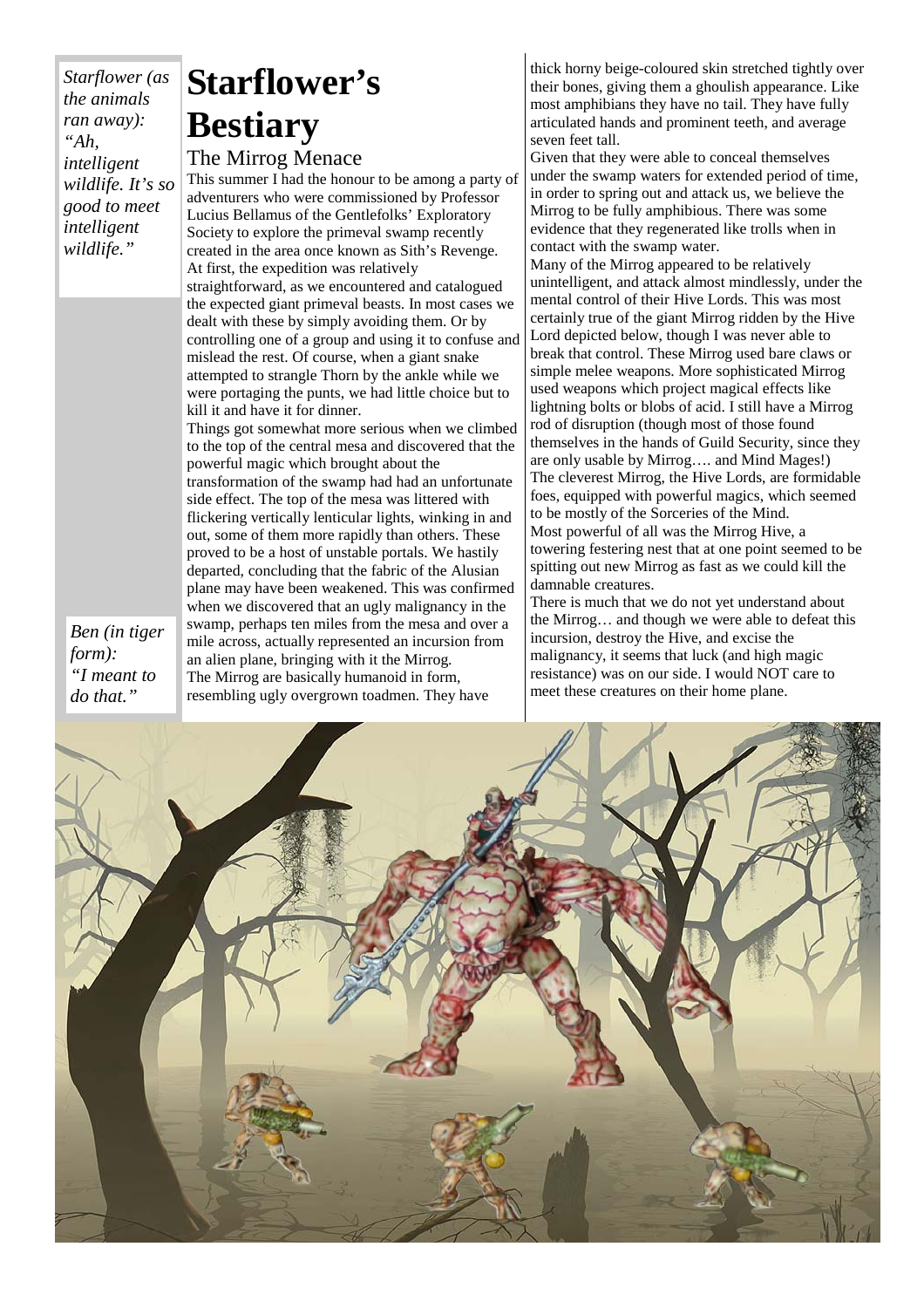*Starflower (as the animals ran away): "Ah, intelligent wildlife. It's so good to meet intelligent wildlife."*

# Starflower's Bestiary

## The Mirrog Menace

This summer I had the honour to be among a party of adventurers who were commissioned by Professor Lucius Bellamus of the Gentlefolks' Exploratory Society to explore the primeval swamp recently created in the area once known as Sith's Revenge.

At first, the expedition was relatively straightforward, as we encountered and catalogued the expected giant primeval beasts. In most cases we dealt with these by simply avoiding them. Or by controlling one of a group and using it to confuse and mislead the rest. Of course, when a giant snake attempted to strangle Thorn by the ankle while we were portaging the punts, we had little choice but to kill it and have it for dinner.

Things got somewhat more serious when we climbed to the top of the central mesa and discovered that the powerful magic which brought about the transformation of the swamp had had an unfortunate side effect. The top of the mesa was littered with flickering vertically lenticular lights, winking in and out, some of them more rapidly than others. These proved to be a host of unstable portals. We hastily departed, concluding that the fabric of the Alusian plane may have been weakened. This was confirmed when we discovered that an ugly malignancy in the swamp, perhaps ten miles from the mesa and over a mile across, actually represented an incursion from an alien plane, bringing with it the Mirrog.

*Ben (in tiger form): "I meant to do that."*

The Mirrog are basically humanoid in form, resembling ugly overgrown toadmen. They have thick horny beige-coloured skin stretched tightly over their bones, giving them a ghoulish appearance. Like most amphibians they have no tail. They have fully articulated hands and prominent teeth, and average seven feet tall.

Given that they were able to conceal themselves under the swamp waters for extended period of time, in order to spring out and attack us, we believe the Mirrog to be fully amphibious. There was some evidence that they regenerated like trolls when in contact with the swamp water.

Many of the Mirrog appeared to be relatively unintelligent, and attack almost mindlessly, under the mental control of their Hive Lords. This was most certainly true of the giant Mirrog ridden by the Hive Lord depicted below, though I was never able to break that control. These Mirrog used bare claws or simple melee weapons. More sophisticated Mirrog used weapons which project magical effects like lightning bolts or blobs of acid. I still have a Mirrog rod of disruption (though most of those found themselves in the hands of Guild Security, since they are only usable by Mirrog…. and Mind Mages!)

The cleverest Mirrog, the Hive Lords, are formidable foes, equipped with powerful magics, which seemed to be mostly of the Sorceries of the Mind.

Most powerful of all was the Mirrog Hive, a towering festering nest that at one point seemed to be spitting out new Mirrog as fast as we could kill the damnable creatures.

There is much that we do not yet understand about the Mirrog… and though we were able to defeat this incursion, destroy the Hive, and excise the malignancy, it seems that luck (and high magic resistance) was on our side. I would NOT care to meet these creatures on their home plane.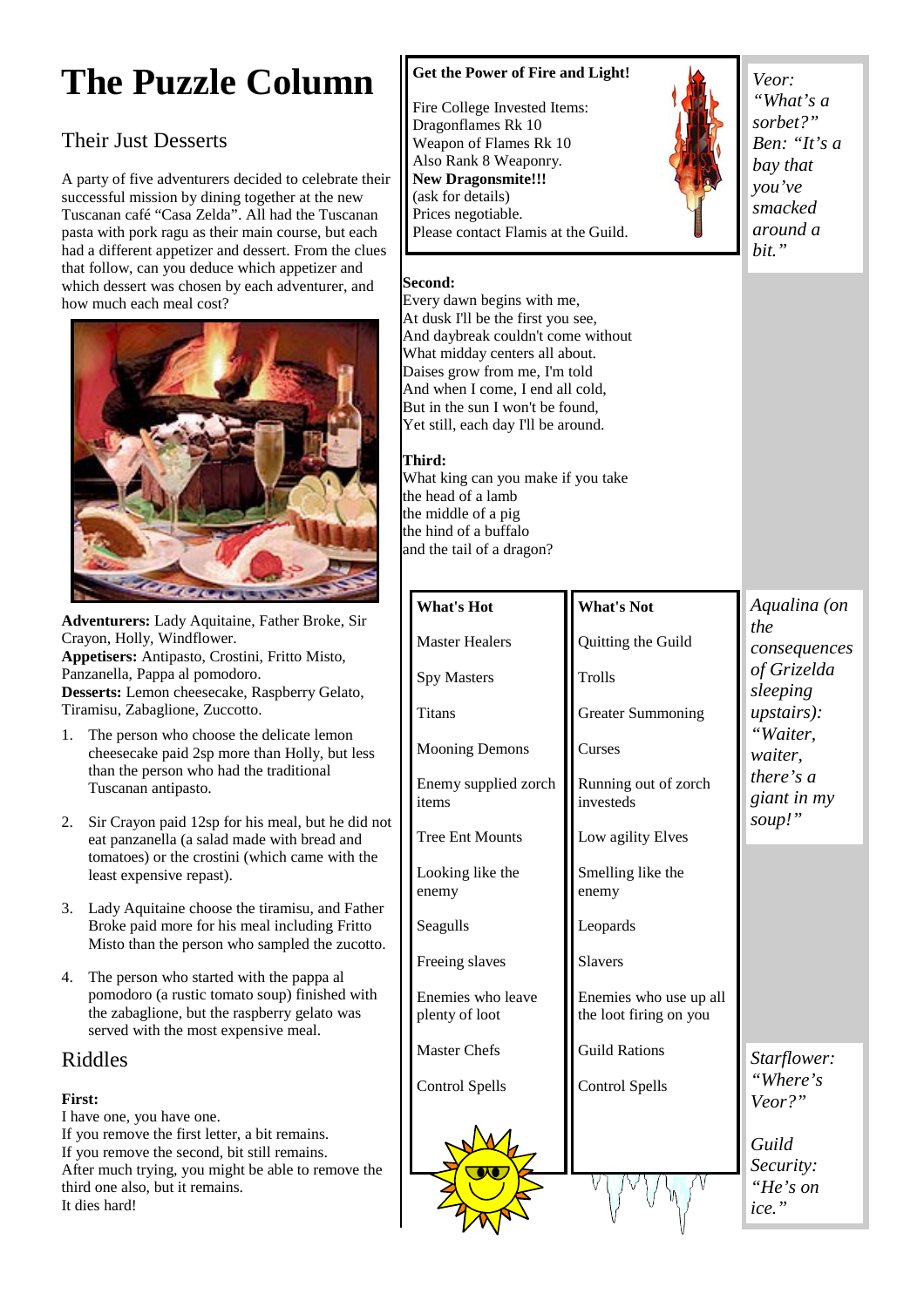# The Puzzle Column

## Their Just Desserts

A party of five adventurers decided to celebrate their successful mission by dining together at the new Tuscanan café "Casa Zelda". All had the Tuscanan pasta with pork ragu as their main course, but each had a different appetizer and dessert. From the clues that follow, can you deduce which appetizer and which dessert was chosen by each adventurer, and how much each meal cost?

**Adventurers:** Lady Aquitaine, Father Broke, Sir Crayon, Holly, Windflower.
**Appetisers:** Antipasto, Crostini, Fritto Misto, Panzanella, Pappa al pomodoro.
**Desserts:** Lemon cheesecake, Raspberry Gelato, Tiramisu, Zabaglione, Zuccotto.

1. The person who choose the delicate lemon cheesecake paid 2sp more than Holly, but less than the person who had the traditional Tuscanan antipasto.
2. Sir Crayon paid 12sp for his meal, but he did not eat panzanella (a salad made with bread and tomatoes) or the crostini (which came with the least expensive repast).
3. Lady Aquitaine choose the tiramisu, and Father Broke paid more for his meal including Fritto Misto than the person who sampled the zucotto.
4. The person who started with the pappa al pomodoro (a rustic tomato soup) finished with the zabaglione, but the raspberry gelato was served with the most expensive meal.

## Riddles

**First:**
I have one, you have one.
If you remove the first letter, a bit remains.
If you remove the second, bit still remains.
After much trying, you might be able to remove the third one also, but it remains.
It dies hard!

**Second:**
Every dawn begins with me,
At dusk I'll be the first you see,
And daybreak couldn't come without
What midday centers all about.
Daises grow from me, I'm told
And when I come, I end all cold,
But in the sun I won't be found,
Yet still, each day I'll be around.

**Third:**
What king can you make if you take
the head of a lamb
the middle of a pig
the hind of a buffalo
and the tail of a dragon?

---

**Get the Power of Fire and Light!**

Fire College Invested Items:
Dragonflames Rk 10
Weapon of Flames Rk 10
Also Rank 8 Weaponry.
**New Dragonsmite!!!**
(ask for details)
Prices negotiable.
Please contact Flamis at the Guild.

---

| What's Hot | What's Not |
|---|---|
| Master Healers | Quitting the Guild |
| Spy Masters | Trolls |
| Titans | Greater Summoning |
| Mooning Demons | Curses |
| Enemy supplied zorch items | Running out of zorch investeds |
| Tree Ent Mounts | Low agility Elves |
| Looking like the enemy | Smelling like the enemy |
| Seagulls | Leopards |
| Freeing slaves | Slavers |
| Enemies who leave plenty of loot | Enemies who use up all the loot firing on you |
| Master Chefs | Guild Rations |
| Control Spells | Control Spells |

---

*Veor: "What's a sorbet?"*
*Ben: "It's a bay that you've smacked around a bit."*

*Aqualina (on the consequences of Grizelda sleeping upstairs): "Waiter, waiter, there's a giant in my soup!"*

*Starflower: "Where's Veor?"*

*Guild Security: "He's on ice."*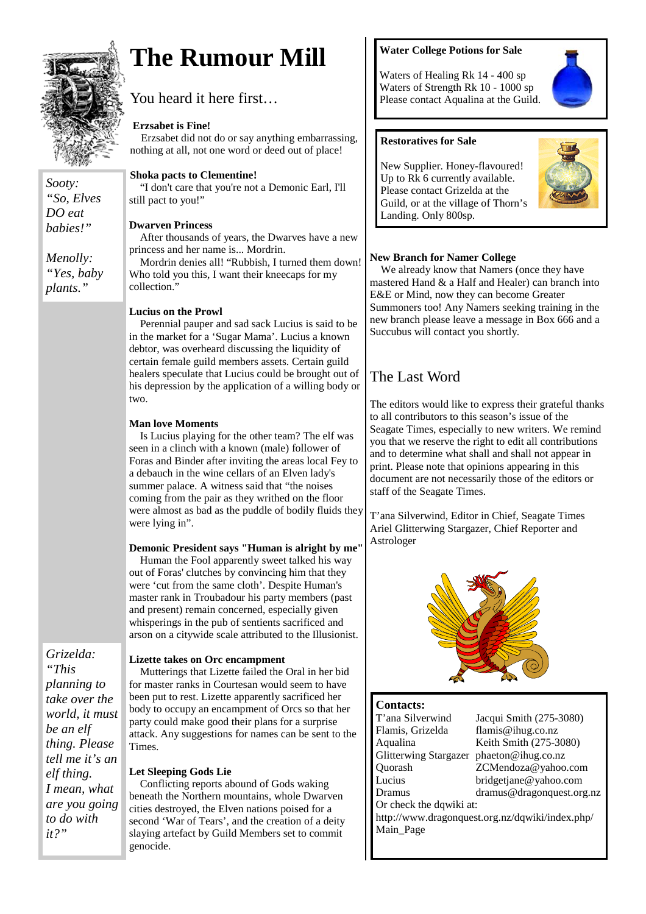# The Rumour Mill

## You heard it here first…

*Sooty: "So, Elves DO eat babies!"*

*Menolly: "Yes, baby plants."*

**Erzsabet is Fine!**

Erzsabet did not do or say anything embarrassing, nothing at all, not one word or deed out of place!

**Shoka pacts to Clementine!**

"I don't care that you're not a Demonic Earl, I'll still pact to you!"

**Dwarven Princess**

After thousands of years, the Dwarves have a new princess and her name is... Mordrin.

Mordrin denies all! "Rubbish, I turned them down! Who told you this, I want their kneecaps for my collection."

**Lucius on the Prowl**

Perennial pauper and sad sack Lucius is said to be in the market for a 'Sugar Mama'. Lucius a known debtor, was overheard discussing the liquidity of certain female guild members assets. Certain guild healers speculate that Lucius could be brought out of his depression by the application of a willing body or two.

**Man love Moments**

Is Lucius playing for the other team? The elf was seen in a clinch with a known (male) follower of Foras and Binder after inviting the areas local Fey to a debauch in the wine cellars of an Elven lady's summer palace. A witness said that "the noises coming from the pair as they writhed on the floor were almost as bad as the puddle of bodily fluids they were lying in".

**Demonic President says "Human is alright by me"**

Human the Fool apparently sweet talked his way out of Foras' clutches by convincing him that they were 'cut from the same cloth'. Despite Human's master rank in Troubadour his party members (past and present) remain concerned, especially given whisperings in the pub of sentients sacrificed and arson on a citywide scale attributed to the Illusionist.

*Grizelda: "This planning to take over the world, it must be an elf thing. Please tell me it's an elf thing. I mean, what are you going to do with it?"*

**Lizette takes on Orc encampment**

Mutterings that Lizette failed the Oral in her bid for master ranks in Courtesan would seem to have been put to rest. Lizette apparently sacrificed her body to occupy an encampment of Orcs so that her party could make good their plans for a surprise attack. Any suggestions for names can be sent to the Times.

**Let Sleeping Gods Lie**

Conflicting reports abound of Gods waking beneath the Northern mountains, whole Dwarven cities destroyed, the Elven nations poised for a second 'War of Tears', and the creation of a deity slaying artefact by Guild Members set to commit genocide.

**Water College Potions for Sale**

Waters of Healing Rk 14 - 400 sp
Waters of Strength Rk 10 - 1000 sp
Please contact Aqualina at the Guild.

**Restoratives for Sale**

New Supplier. Honey-flavoured! Up to Rk 6 currently available. Please contact Grizelda at the Guild, or at the village of Thorn's Landing. Only 800sp.

**New Branch for Namer College**

We already know that Namers (once they have mastered Hand & a Half and Healer) can branch into E&E or Mind, now they can become Greater Summoners too! Any Namers seeking training in the new branch please leave a message in Box 666 and a Succubus will contact you shortly.

## The Last Word

The editors would like to express their grateful thanks to all contributors to this season's issue of the Seagate Times, especially to new writers. We remind you that we reserve the right to edit all contributions and to determine what shall and shall not appear in print. Please note that opinions appearing in this document are not necessarily those of the editors or staff of the Seagate Times.

T'ana Silverwind, Editor in Chief, Seagate Times
Ariel Glitterwing Stargazer, Chief Reporter and Astrologer

**Contacts:**

| | |
|---|---|
| T'ana Silverwind | Jacqui Smith (275-3080) |
| Flamis, Grizelda | flamis@ihug.co.nz |
| Aqualina | Keith Smith (275-3080) |
| Glitterwing Stargazer | phaeton@ihug.co.nz |
| Quorash | ZCMendoza@yahoo.com |
| Lucius | bridgetjane@yahoo.com |
| Dramus | dramus@dragonquest.org.nz |

Or check the dqwiki at:
http://www.dragonquest.org.nz/dqwiki/index.php/Main_Page